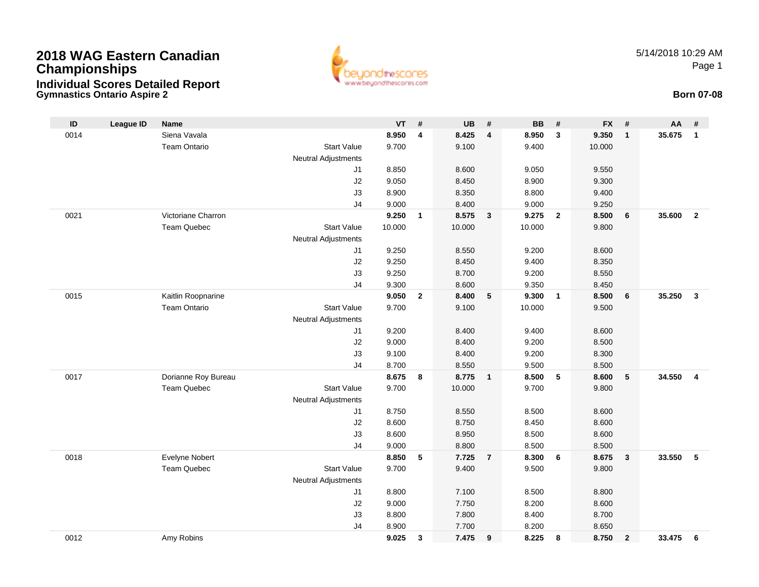# 2018 WAG Eastern Canadian Championships

## Individual Scores Detailed Report

### Gymnastics Ontario Aspire 2

5/14/2018 10:29 AM

**Born 07-08**

| ID | League ID | Name | | VT | # | UB | # | BB | # | FX | # | AA | # |
|---|---|---|---|---|---|---|---|---|---|---|---|---|---|
| 0014 | | Siena Vavala | | **8.950** | **4** | **8.425** | **4** | **8.950** | **3** | **9.350** | **1** | **35.675** | **1** |
| | | Team Ontario | Start Value | 9.700 | | 9.100 | | 9.400 | | 10.000 | | | |
| | | | Neutral Adjustments | | | | | | | | | | |
| | | | J1 | 8.850 | | 8.600 | | 9.050 | | 9.550 | | | |
| | | | J2 | 9.050 | | 8.450 | | 8.900 | | 9.300 | | | |
| | | | J3 | 8.900 | | 8.350 | | 8.800 | | 9.400 | | | |
| | | | J4 | 9.000 | | 8.400 | | 9.000 | | 9.250 | | | |
| 0021 | | Victoriane Charron | | **9.250** | **1** | **8.575** | **3** | **9.275** | **2** | **8.500** | **6** | **35.600** | **2** |
| | | Team Quebec | Start Value | 10.000 | | 10.000 | | 10.000 | | 9.800 | | | |
| | | | Neutral Adjustments | | | | | | | | | | |
| | | | J1 | 9.250 | | 8.550 | | 9.200 | | 8.600 | | | |
| | | | J2 | 9.250 | | 8.450 | | 9.400 | | 8.350 | | | |
| | | | J3 | 9.250 | | 8.700 | | 9.200 | | 8.550 | | | |
| | | | J4 | 9.300 | | 8.600 | | 9.350 | | 8.450 | | | |
| 0015 | | Kaitlin Roopnarine | | **9.050** | **2** | **8.400** | **5** | **9.300** | **1** | **8.500** | **6** | **35.250** | **3** |
| | | Team Ontario | Start Value | 9.700 | | 9.100 | | 10.000 | | 9.500 | | | |
| | | | Neutral Adjustments | | | | | | | | | | |
| | | | J1 | 9.200 | | 8.400 | | 9.400 | | 8.600 | | | |
| | | | J2 | 9.000 | | 8.400 | | 9.200 | | 8.500 | | | |
| | | | J3 | 9.100 | | 8.400 | | 9.200 | | 8.300 | | | |
| | | | J4 | 8.700 | | 8.550 | | 9.500 | | 8.500 | | | |
| 0017 | | Dorianne Roy Bureau | | **8.675** | **8** | **8.775** | **1** | **8.500** | **5** | **8.600** | **5** | **34.550** | **4** |
| | | Team Quebec | Start Value | 9.700 | | 10.000 | | 9.700 | | 9.800 | | | |
| | | | Neutral Adjustments | | | | | | | | | | |
| | | | J1 | 8.750 | | 8.550 | | 8.500 | | 8.600 | | | |
| | | | J2 | 8.600 | | 8.750 | | 8.450 | | 8.600 | | | |
| | | | J3 | 8.600 | | 8.950 | | 8.500 | | 8.600 | | | |
| | | | J4 | 9.000 | | 8.800 | | 8.500 | | 8.500 | | | |
| 0018 | | Evelyne Nobert | | **8.850** | **5** | **7.725** | **7** | **8.300** | **6** | **8.675** | **3** | **33.550** | **5** |
| | | Team Quebec | Start Value | 9.700 | | 9.400 | | 9.500 | | 9.800 | | | |
| | | | Neutral Adjustments | | | | | | | | | | |
| | | | J1 | 8.800 | | 7.100 | | 8.500 | | 8.800 | | | |
| | | | J2 | 9.000 | | 7.750 | | 8.200 | | 8.600 | | | |
| | | | J3 | 8.800 | | 7.800 | | 8.400 | | 8.700 | | | |
| | | | J4 | 8.900 | | 7.700 | | 8.200 | | 8.650 | | | |
| 0012 | | Amy Robins | | **9.025** | **3** | **7.475** | **9** | **8.225** | **8** | **8.750** | **2** | **33.475** | **6** |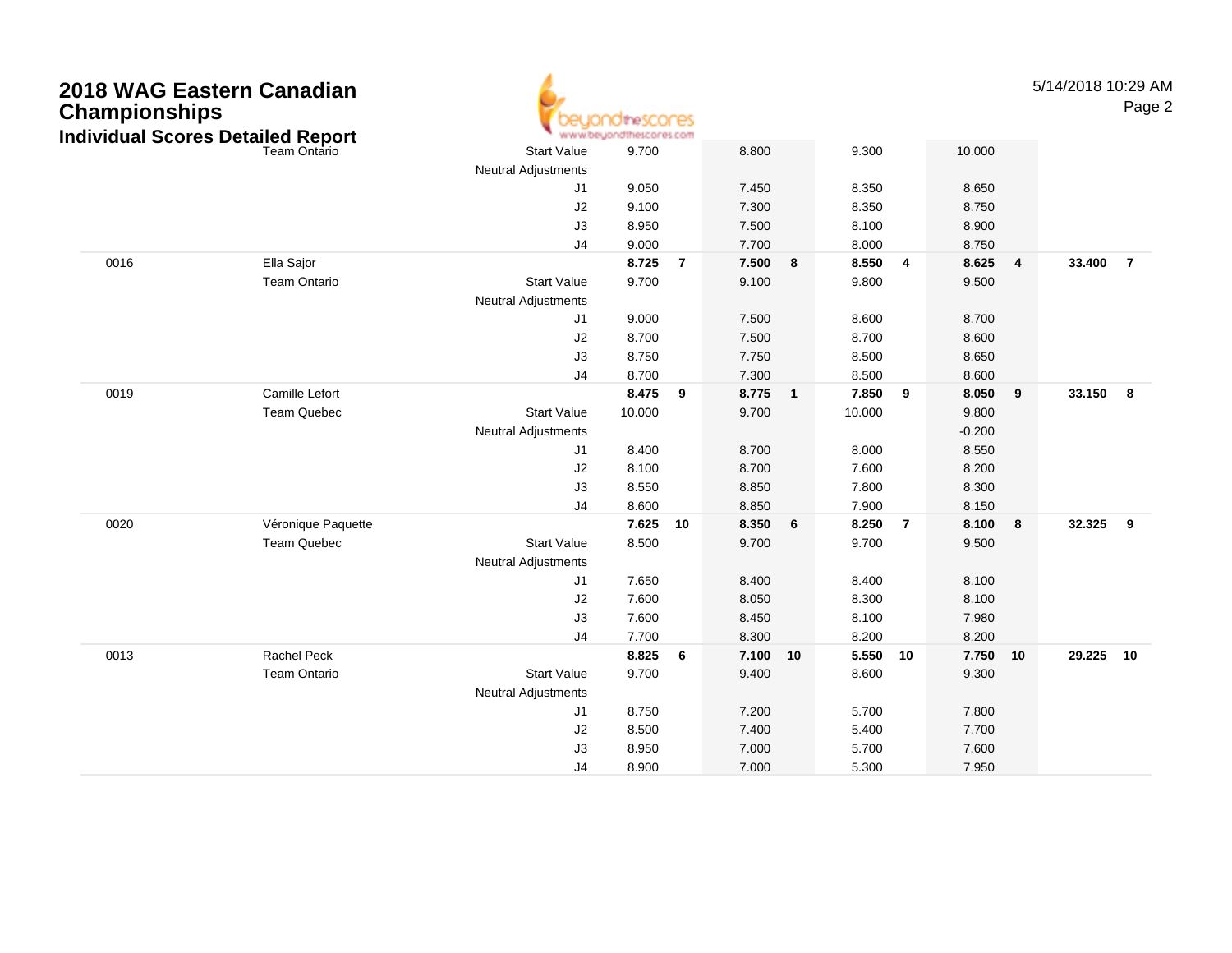# 2018 WAG Eastern Canadian Championships

## Individual Scores Detailed Report

| | | | | | | | | | | | | |
|---|---|---|---|---|---|---|---|---|---|---|---|---|
| | Team Ontario | Start Value | 9.700 | | 8.800 | | 9.300 | | 10.000 | | | |
| | | Neutral Adjustments | | | | | | | | | | |
| | | J1 | 9.050 | | 7.450 | | 8.350 | | 8.650 | | | |
| | | J2 | 9.100 | | 7.300 | | 8.350 | | 8.750 | | | |
| | | J3 | 8.950 | | 7.500 | | 8.100 | | 8.900 | | | |
| | | J4 | 9.000 | | 7.700 | | 8.000 | | 8.750 | | | |
| 0016 | Ella Sajor | | **8.725** | **7** | **7.500** | **8** | **8.550** | **4** | **8.625** | **4** | **33.400** | **7** |
| | Team Ontario | Start Value | 9.700 | | 9.100 | | 9.800 | | 9.500 | | | |
| | | Neutral Adjustments | | | | | | | | | | |
| | | J1 | 9.000 | | 7.500 | | 8.600 | | 8.700 | | | |
| | | J2 | 8.700 | | 7.500 | | 8.700 | | 8.600 | | | |
| | | J3 | 8.750 | | 7.750 | | 8.500 | | 8.650 | | | |
| | | J4 | 8.700 | | 7.300 | | 8.500 | | 8.600 | | | |
| 0019 | Camille Lefort | | **8.475** | **9** | **8.775** | **1** | **7.850** | **9** | **8.050** | **9** | **33.150** | **8** |
| | Team Quebec | Start Value | 10.000 | | 9.700 | | 10.000 | | 9.800 | | | |
| | | Neutral Adjustments | | | | | | | -0.200 | | | |
| | | J1 | 8.400 | | 8.700 | | 8.000 | | 8.550 | | | |
| | | J2 | 8.100 | | 8.700 | | 7.600 | | 8.200 | | | |
| | | J3 | 8.550 | | 8.850 | | 7.800 | | 8.300 | | | |
| | | J4 | 8.600 | | 8.850 | | 7.900 | | 8.150 | | | |
| 0020 | Véronique Paquette | | **7.625** | **10** | **8.350** | **6** | **8.250** | **7** | **8.100** | **8** | **32.325** | **9** |
| | Team Quebec | Start Value | 8.500 | | 9.700 | | 9.700 | | 9.500 | | | |
| | | Neutral Adjustments | | | | | | | | | | |
| | | J1 | 7.650 | | 8.400 | | 8.400 | | 8.100 | | | |
| | | J2 | 7.600 | | 8.050 | | 8.300 | | 8.100 | | | |
| | | J3 | 7.600 | | 8.450 | | 8.100 | | 7.980 | | | |
| | | J4 | 7.700 | | 8.300 | | 8.200 | | 8.200 | | | |
| 0013 | Rachel Peck | | **8.825** | **6** | **7.100** | **10** | **5.550** | **10** | **7.750** | **10** | **29.225** | **10** |
| | Team Ontario | Start Value | 9.700 | | 9.400 | | 8.600 | | 9.300 | | | |
| | | Neutral Adjustments | | | | | | | | | | |
| | | J1 | 8.750 | | 7.200 | | 5.700 | | 7.800 | | | |
| | | J2 | 8.500 | | 7.400 | | 5.400 | | 7.700 | | | |
| | | J3 | 8.950 | | 7.000 | | 5.700 | | 7.600 | | | |
| | | J4 | 8.900 | | 7.000 | | 5.300 | | 7.950 | | | |